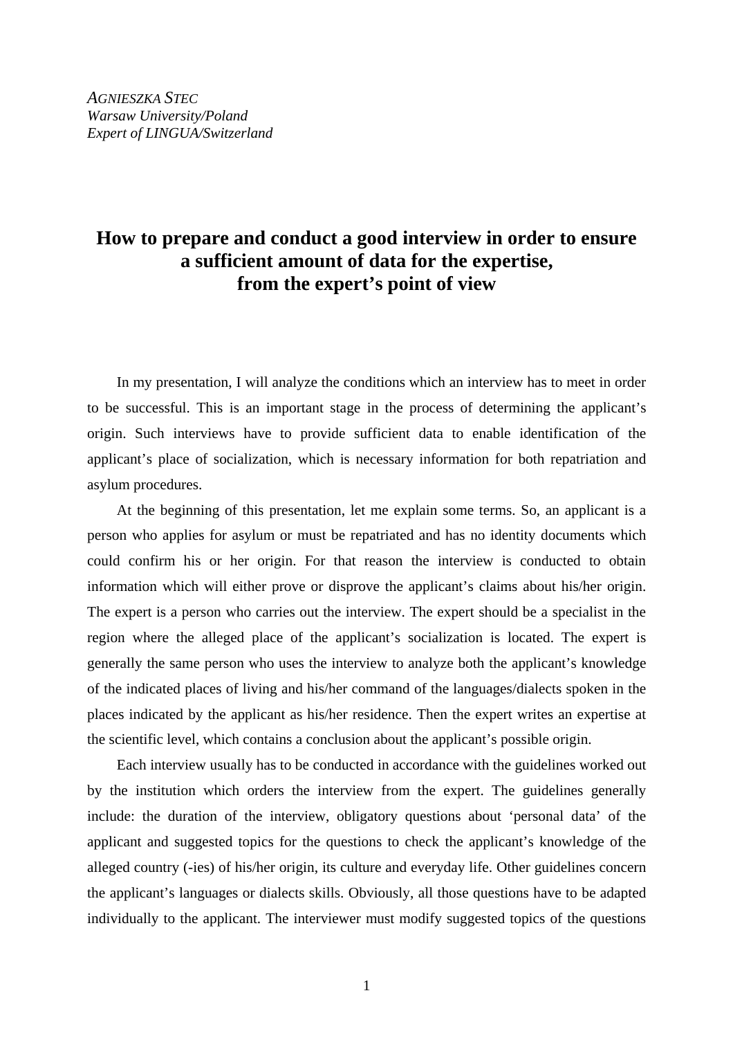*Agnieszka Stec*
*Warsaw University/Poland*
*Expert of LINGUA/Switzerland*

# How to prepare and conduct a good interview in order to ensure a sufficient amount of data for the expertise, from the expert's point of view

In my presentation, I will analyze the conditions which an interview has to meet in order to be successful. This is an important stage in the process of determining the applicant's origin. Such interviews have to provide sufficient data to enable identification of the applicant's place of socialization, which is necessary information for both repatriation and asylum procedures.

At the beginning of this presentation, let me explain some terms. So, an applicant is a person who applies for asylum or must be repatriated and has no identity documents which could confirm his or her origin. For that reason the interview is conducted to obtain information which will either prove or disprove the applicant's claims about his/her origin. The expert is a person who carries out the interview. The expert should be a specialist in the region where the alleged place of the applicant's socialization is located. The expert is generally the same person who uses the interview to analyze both the applicant's knowledge of the indicated places of living and his/her command of the languages/dialects spoken in the places indicated by the applicant as his/her residence. Then the expert writes an expertise at the scientific level, which contains a conclusion about the applicant's possible origin.

Each interview usually has to be conducted in accordance with the guidelines worked out by the institution which orders the interview from the expert. The guidelines generally include: the duration of the interview, obligatory questions about 'personal data' of the applicant and suggested topics for the questions to check the applicant's knowledge of the alleged country (-ies) of his/her origin, its culture and everyday life. Other guidelines concern the applicant's languages or dialects skills. Obviously, all those questions have to be adapted individually to the applicant. The interviewer must modify suggested topics of the questions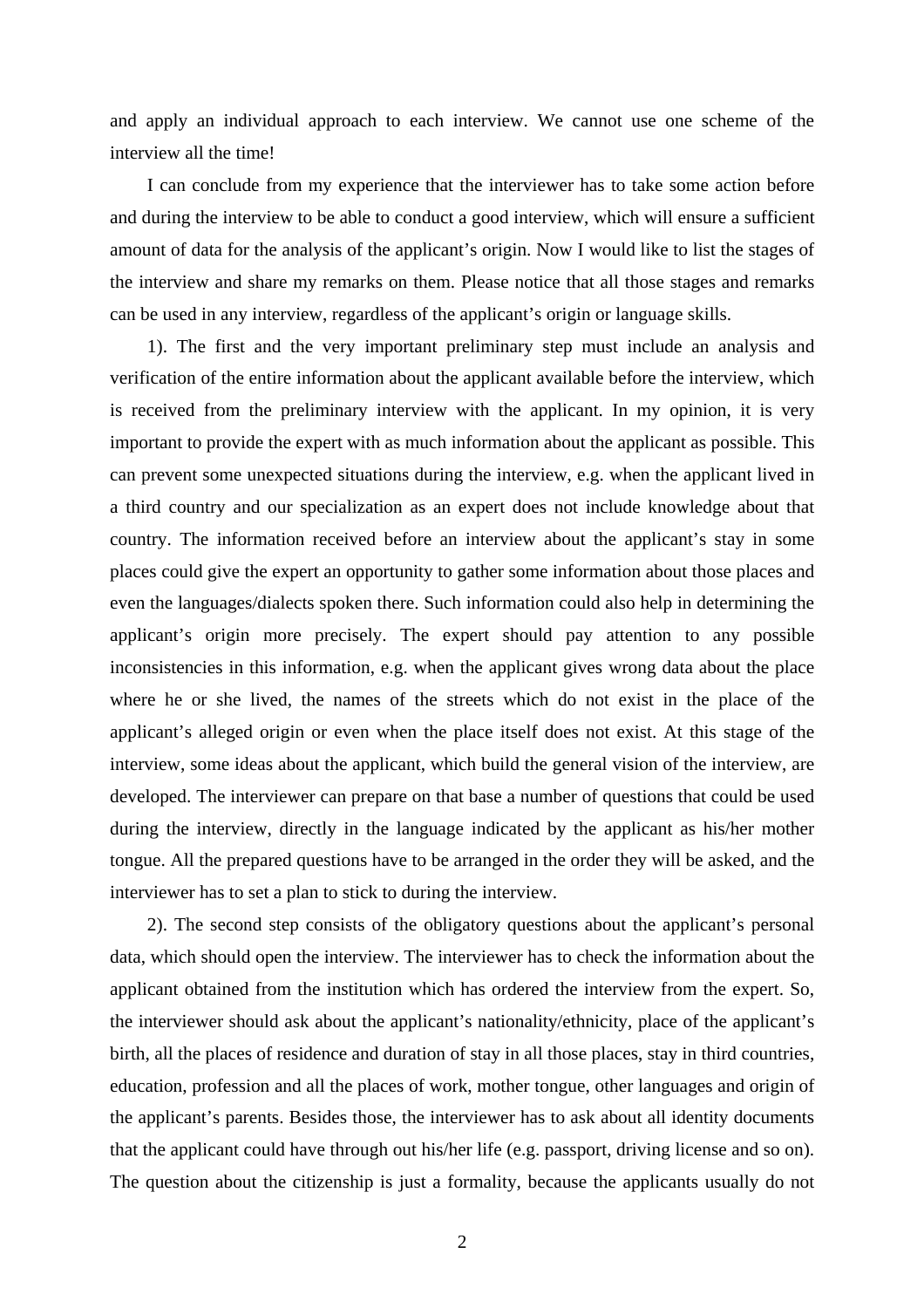and apply an individual approach to each interview. We cannot use one scheme of the interview all the time!

I can conclude from my experience that the interviewer has to take some action before and during the interview to be able to conduct a good interview, which will ensure a sufficient amount of data for the analysis of the applicant's origin. Now I would like to list the stages of the interview and share my remarks on them. Please notice that all those stages and remarks can be used in any interview, regardless of the applicant's origin or language skills.

1). The first and the very important preliminary step must include an analysis and verification of the entire information about the applicant available before the interview, which is received from the preliminary interview with the applicant. In my opinion, it is very important to provide the expert with as much information about the applicant as possible. This can prevent some unexpected situations during the interview, e.g. when the applicant lived in a third country and our specialization as an expert does not include knowledge about that country. The information received before an interview about the applicant's stay in some places could give the expert an opportunity to gather some information about those places and even the languages/dialects spoken there. Such information could also help in determining the applicant's origin more precisely. The expert should pay attention to any possible inconsistencies in this information, e.g. when the applicant gives wrong data about the place where he or she lived, the names of the streets which do not exist in the place of the applicant's alleged origin or even when the place itself does not exist. At this stage of the interview, some ideas about the applicant, which build the general vision of the interview, are developed. The interviewer can prepare on that base a number of questions that could be used during the interview, directly in the language indicated by the applicant as his/her mother tongue. All the prepared questions have to be arranged in the order they will be asked, and the interviewer has to set a plan to stick to during the interview.

2). The second step consists of the obligatory questions about the applicant's personal data, which should open the interview. The interviewer has to check the information about the applicant obtained from the institution which has ordered the interview from the expert. So, the interviewer should ask about the applicant's nationality/ethnicity, place of the applicant's birth, all the places of residence and duration of stay in all those places, stay in third countries, education, profession and all the places of work, mother tongue, other languages and origin of the applicant's parents. Besides those, the interviewer has to ask about all identity documents that the applicant could have through out his/her life (e.g. passport, driving license and so on). The question about the citizenship is just a formality, because the applicants usually do not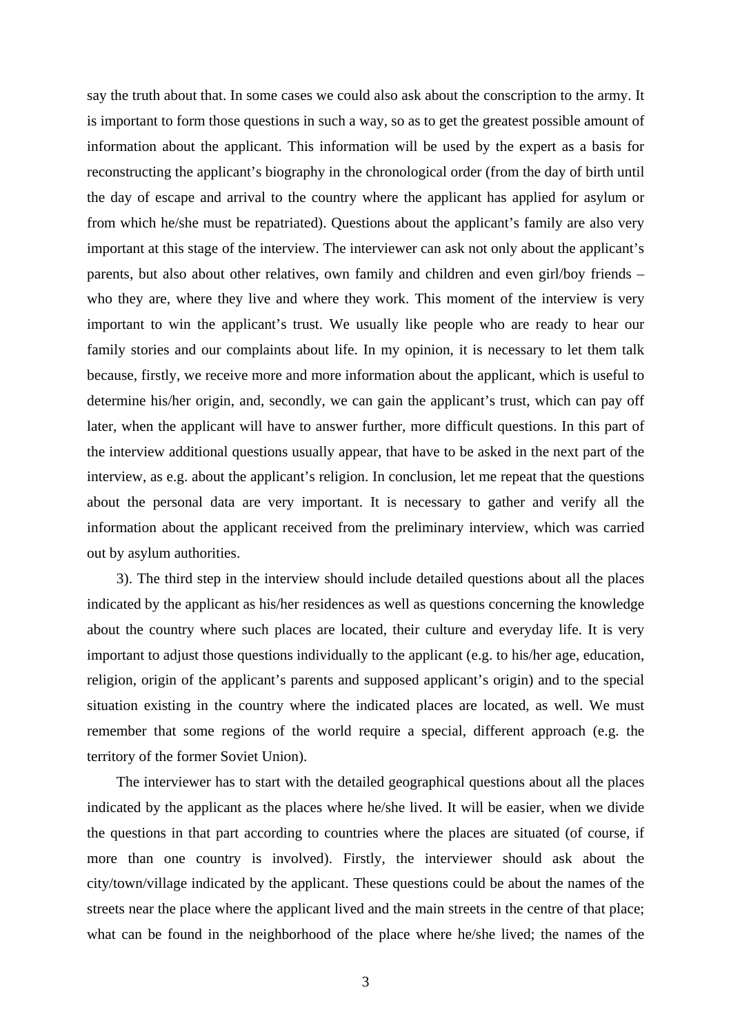say the truth about that. In some cases we could also ask about the conscription to the army. It is important to form those questions in such a way, so as to get the greatest possible amount of information about the applicant. This information will be used by the expert as a basis for reconstructing the applicant's biography in the chronological order (from the day of birth until the day of escape and arrival to the country where the applicant has applied for asylum or from which he/she must be repatriated). Questions about the applicant's family are also very important at this stage of the interview. The interviewer can ask not only about the applicant's parents, but also about other relatives, own family and children and even girl/boy friends – who they are, where they live and where they work. This moment of the interview is very important to win the applicant's trust. We usually like people who are ready to hear our family stories and our complaints about life. In my opinion, it is necessary to let them talk because, firstly, we receive more and more information about the applicant, which is useful to determine his/her origin, and, secondly, we can gain the applicant's trust, which can pay off later, when the applicant will have to answer further, more difficult questions. In this part of the interview additional questions usually appear, that have to be asked in the next part of the interview, as e.g. about the applicant's religion. In conclusion, let me repeat that the questions about the personal data are very important. It is necessary to gather and verify all the information about the applicant received from the preliminary interview, which was carried out by asylum authorities.

3). The third step in the interview should include detailed questions about all the places indicated by the applicant as his/her residences as well as questions concerning the knowledge about the country where such places are located, their culture and everyday life. It is very important to adjust those questions individually to the applicant (e.g. to his/her age, education, religion, origin of the applicant's parents and supposed applicant's origin) and to the special situation existing in the country where the indicated places are located, as well. We must remember that some regions of the world require a special, different approach (e.g. the territory of the former Soviet Union).

The interviewer has to start with the detailed geographical questions about all the places indicated by the applicant as the places where he/she lived. It will be easier, when we divide the questions in that part according to countries where the places are situated (of course, if more than one country is involved). Firstly, the interviewer should ask about the city/town/village indicated by the applicant. These questions could be about the names of the streets near the place where the applicant lived and the main streets in the centre of that place; what can be found in the neighborhood of the place where he/she lived; the names of the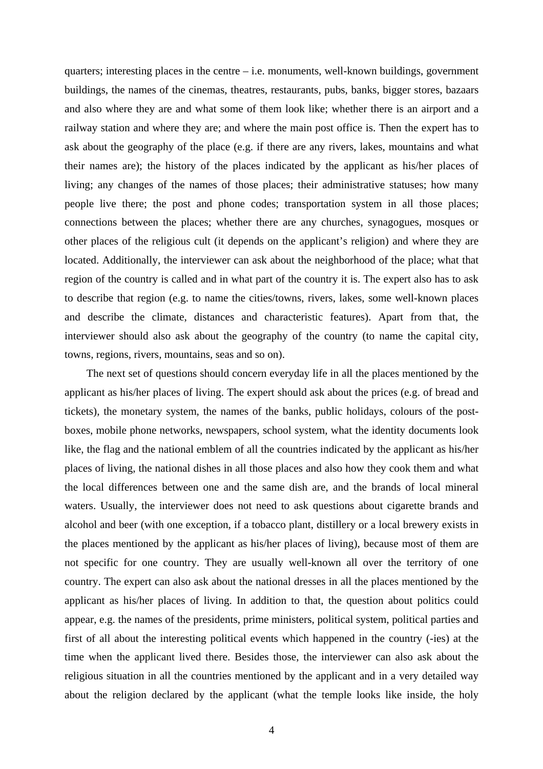quarters; interesting places in the centre – i.e. monuments, well-known buildings, government buildings, the names of the cinemas, theatres, restaurants, pubs, banks, bigger stores, bazaars and also where they are and what some of them look like; whether there is an airport and a railway station and where they are; and where the main post office is. Then the expert has to ask about the geography of the place (e.g. if there are any rivers, lakes, mountains and what their names are); the history of the places indicated by the applicant as his/her places of living; any changes of the names of those places; their administrative statuses; how many people live there; the post and phone codes; transportation system in all those places; connections between the places; whether there are any churches, synagogues, mosques or other places of the religious cult (it depends on the applicant's religion) and where they are located. Additionally, the interviewer can ask about the neighborhood of the place; what that region of the country is called and in what part of the country it is. The expert also has to ask to describe that region (e.g. to name the cities/towns, rivers, lakes, some well-known places and describe the climate, distances and characteristic features). Apart from that, the interviewer should also ask about the geography of the country (to name the capital city, towns, regions, rivers, mountains, seas and so on).

The next set of questions should concern everyday life in all the places mentioned by the applicant as his/her places of living. The expert should ask about the prices (e.g. of bread and tickets), the monetary system, the names of the banks, public holidays, colours of the post-boxes, mobile phone networks, newspapers, school system, what the identity documents look like, the flag and the national emblem of all the countries indicated by the applicant as his/her places of living, the national dishes in all those places and also how they cook them and what the local differences between one and the same dish are, and the brands of local mineral waters. Usually, the interviewer does not need to ask questions about cigarette brands and alcohol and beer (with one exception, if a tobacco plant, distillery or a local brewery exists in the places mentioned by the applicant as his/her places of living), because most of them are not specific for one country. They are usually well-known all over the territory of one country. The expert can also ask about the national dresses in all the places mentioned by the applicant as his/her places of living. In addition to that, the question about politics could appear, e.g. the names of the presidents, prime ministers, political system, political parties and first of all about the interesting political events which happened in the country (-ies) at the time when the applicant lived there. Besides those, the interviewer can also ask about the religious situation in all the countries mentioned by the applicant and in a very detailed way about the religion declared by the applicant (what the temple looks like inside, the holy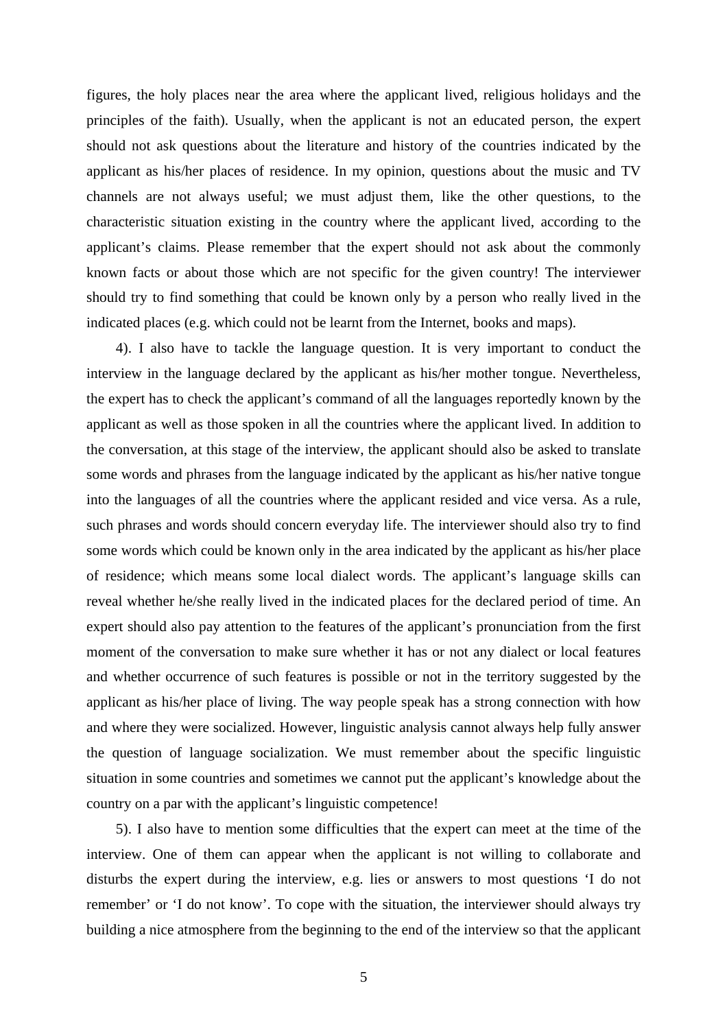figures, the holy places near the area where the applicant lived, religious holidays and the principles of the faith). Usually, when the applicant is not an educated person, the expert should not ask questions about the literature and history of the countries indicated by the applicant as his/her places of residence. In my opinion, questions about the music and TV channels are not always useful; we must adjust them, like the other questions, to the characteristic situation existing in the country where the applicant lived, according to the applicant's claims. Please remember that the expert should not ask about the commonly known facts or about those which are not specific for the given country! The interviewer should try to find something that could be known only by a person who really lived in the indicated places (e.g. which could not be learnt from the Internet, books and maps).

4). I also have to tackle the language question. It is very important to conduct the interview in the language declared by the applicant as his/her mother tongue. Nevertheless, the expert has to check the applicant's command of all the languages reportedly known by the applicant as well as those spoken in all the countries where the applicant lived. In addition to the conversation, at this stage of the interview, the applicant should also be asked to translate some words and phrases from the language indicated by the applicant as his/her native tongue into the languages of all the countries where the applicant resided and vice versa. As a rule, such phrases and words should concern everyday life. The interviewer should also try to find some words which could be known only in the area indicated by the applicant as his/her place of residence; which means some local dialect words. The applicant's language skills can reveal whether he/she really lived in the indicated places for the declared period of time. An expert should also pay attention to the features of the applicant's pronunciation from the first moment of the conversation to make sure whether it has or not any dialect or local features and whether occurrence of such features is possible or not in the territory suggested by the applicant as his/her place of living. The way people speak has a strong connection with how and where they were socialized. However, linguistic analysis cannot always help fully answer the question of language socialization. We must remember about the specific linguistic situation in some countries and sometimes we cannot put the applicant's knowledge about the country on a par with the applicant's linguistic competence!

5). I also have to mention some difficulties that the expert can meet at the time of the interview. One of them can appear when the applicant is not willing to collaborate and disturbs the expert during the interview, e.g. lies or answers to most questions 'I do not remember' or 'I do not know'. To cope with the situation, the interviewer should always try building a nice atmosphere from the beginning to the end of the interview so that the applicant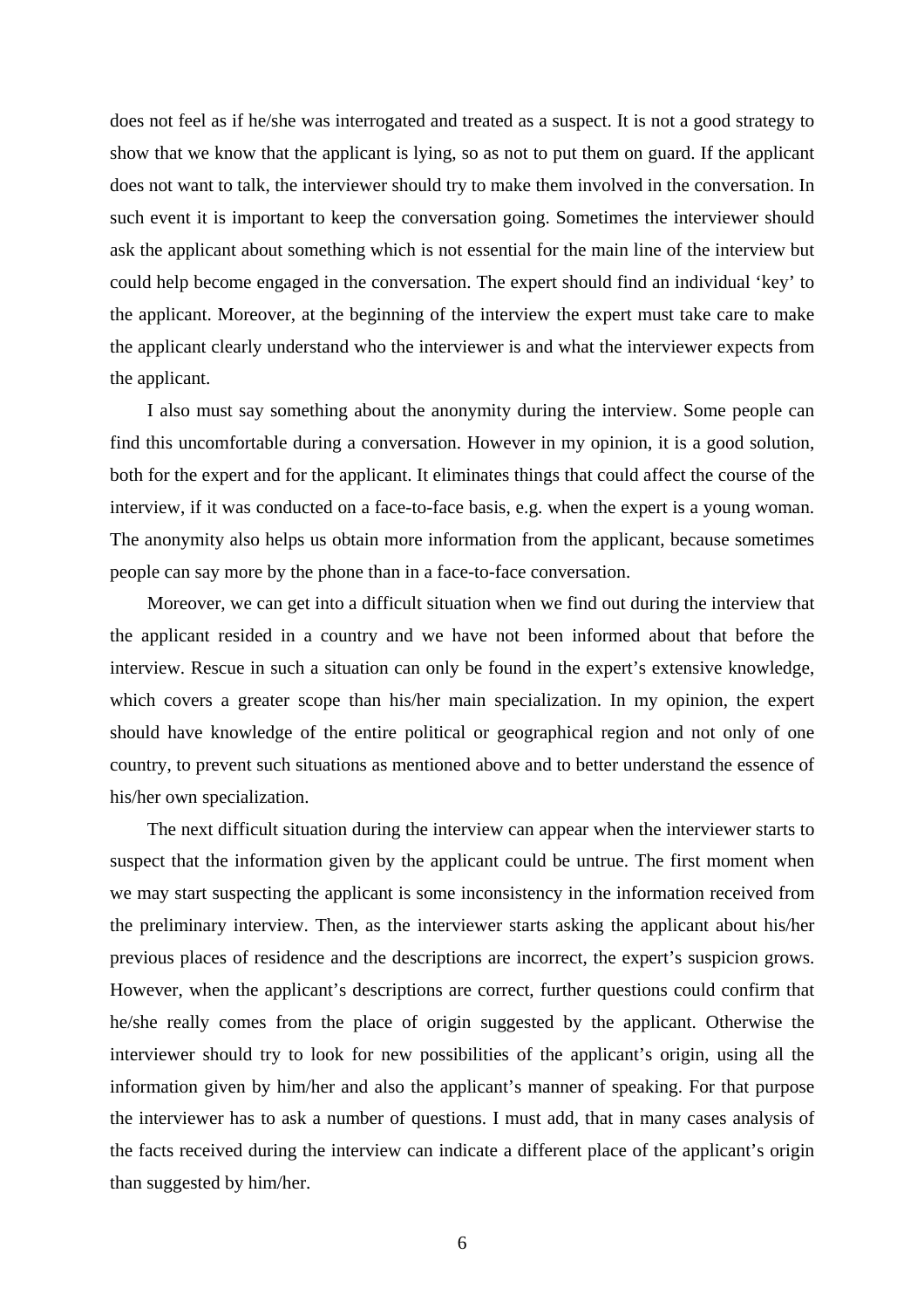does not feel as if he/she was interrogated and treated as a suspect. It is not a good strategy to show that we know that the applicant is lying, so as not to put them on guard. If the applicant does not want to talk, the interviewer should try to make them involved in the conversation. In such event it is important to keep the conversation going. Sometimes the interviewer should ask the applicant about something which is not essential for the main line of the interview but could help become engaged in the conversation. The expert should find an individual 'key' to the applicant. Moreover, at the beginning of the interview the expert must take care to make the applicant clearly understand who the interviewer is and what the interviewer expects from the applicant.

I also must say something about the anonymity during the interview. Some people can find this uncomfortable during a conversation. However in my opinion, it is a good solution, both for the expert and for the applicant. It eliminates things that could affect the course of the interview, if it was conducted on a face-to-face basis, e.g. when the expert is a young woman. The anonymity also helps us obtain more information from the applicant, because sometimes people can say more by the phone than in a face-to-face conversation.

Moreover, we can get into a difficult situation when we find out during the interview that the applicant resided in a country and we have not been informed about that before the interview. Rescue in such a situation can only be found in the expert's extensive knowledge, which covers a greater scope than his/her main specialization. In my opinion, the expert should have knowledge of the entire political or geographical region and not only of one country, to prevent such situations as mentioned above and to better understand the essence of his/her own specialization.

The next difficult situation during the interview can appear when the interviewer starts to suspect that the information given by the applicant could be untrue. The first moment when we may start suspecting the applicant is some inconsistency in the information received from the preliminary interview. Then, as the interviewer starts asking the applicant about his/her previous places of residence and the descriptions are incorrect, the expert's suspicion grows. However, when the applicant's descriptions are correct, further questions could confirm that he/she really comes from the place of origin suggested by the applicant. Otherwise the interviewer should try to look for new possibilities of the applicant's origin, using all the information given by him/her and also the applicant's manner of speaking. For that purpose the interviewer has to ask a number of questions. I must add, that in many cases analysis of the facts received during the interview can indicate a different place of the applicant's origin than suggested by him/her.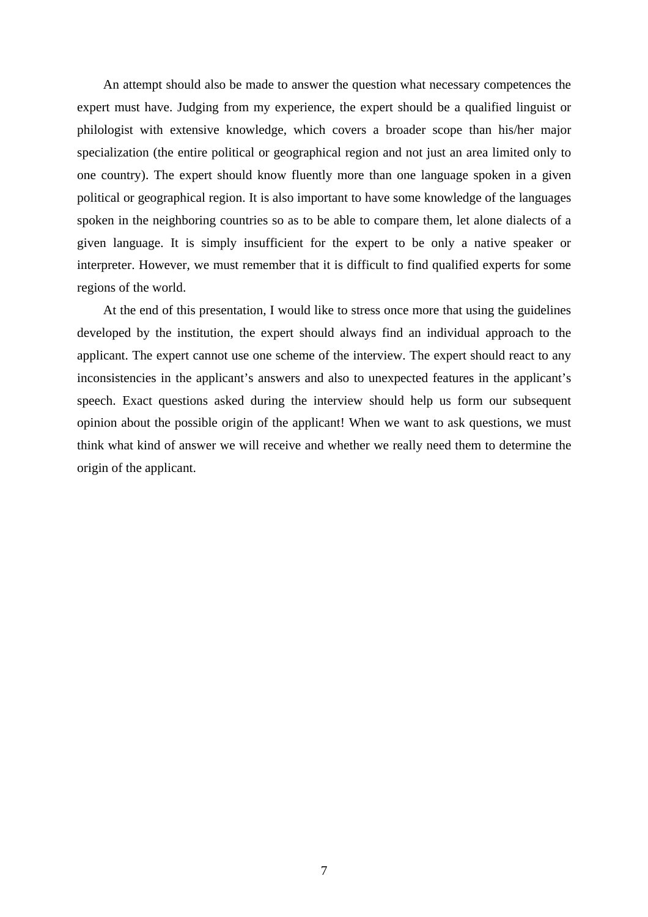An attempt should also be made to answer the question what necessary competences the expert must have. Judging from my experience, the expert should be a qualified linguist or philologist with extensive knowledge, which covers a broader scope than his/her major specialization (the entire political or geographical region and not just an area limited only to one country). The expert should know fluently more than one language spoken in a given political or geographical region. It is also important to have some knowledge of the languages spoken in the neighboring countries so as to be able to compare them, let alone dialects of a given language. It is simply insufficient for the expert to be only a native speaker or interpreter. However, we must remember that it is difficult to find qualified experts for some regions of the world.

At the end of this presentation, I would like to stress once more that using the guidelines developed by the institution, the expert should always find an individual approach to the applicant. The expert cannot use one scheme of the interview. The expert should react to any inconsistencies in the applicant's answers and also to unexpected features in the applicant's speech. Exact questions asked during the interview should help us form our subsequent opinion about the possible origin of the applicant! When we want to ask questions, we must think what kind of answer we will receive and whether we really need them to determine the origin of the applicant.